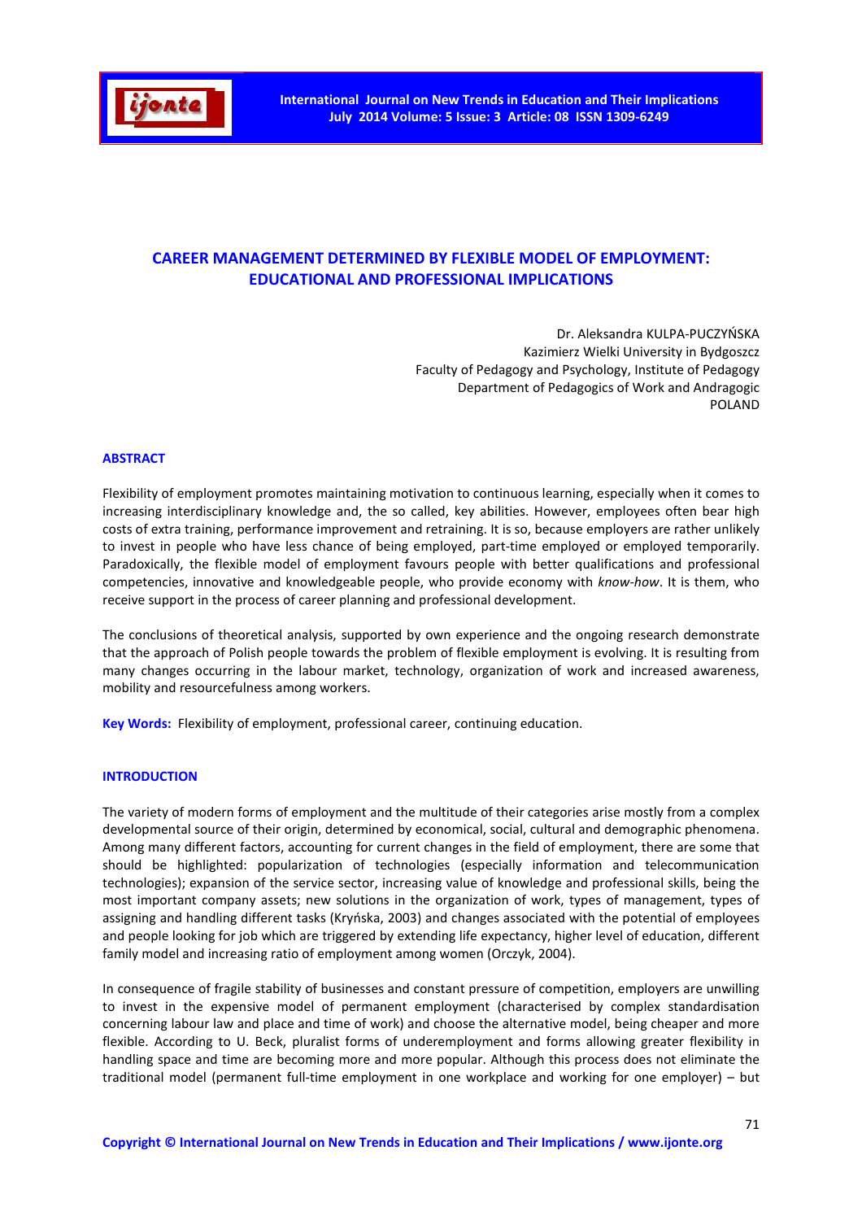# CAREER MANAGEMENT DETERMINED BY FLEXIBLE MODEL OF EMPLOYMENT: EDUCATIONAL AND PROFESSIONAL IMPLICATIONS

Dr. Aleksandra KULPA-PUCZYŃSKA
Kazimierz Wielki University in Bydgoszcz
Faculty of Pedagogy and Psychology, Institute of Pedagogy
Department of Pedagogics of Work and Andragogic
POLAND

## ABSTRACT

Flexibility of employment promotes maintaining motivation to continuous learning, especially when it comes to increasing interdisciplinary knowledge and, the so called, key abilities. However, employees often bear high costs of extra training, performance improvement and retraining. It is so, because employers are rather unlikely to invest in people who have less chance of being employed, part-time employed or employed temporarily. Paradoxically, the flexible model of employment favours people with better qualifications and professional competencies, innovative and knowledgeable people, who provide economy with *know-how*. It is them, who receive support in the process of career planning and professional development.

The conclusions of theoretical analysis, supported by own experience and the ongoing research demonstrate that the approach of Polish people towards the problem of flexible employment is evolving. It is resulting from many changes occurring in the labour market, technology, organization of work and increased awareness, mobility and resourcefulness among workers.

**Key Words:** Flexibility of employment, professional career, continuing education.

## INTRODUCTION

The variety of modern forms of employment and the multitude of their categories arise mostly from a complex developmental source of their origin, determined by economical, social, cultural and demographic phenomena. Among many different factors, accounting for current changes in the field of employment, there are some that should be highlighted: popularization of technologies (especially information and telecommunication technologies); expansion of the service sector, increasing value of knowledge and professional skills, being the most important company assets; new solutions in the organization of work, types of management, types of assigning and handling different tasks (Kryńska, 2003) and changes associated with the potential of employees and people looking for job which are triggered by extending life expectancy, higher level of education, different family model and increasing ratio of employment among women (Orczyk, 2004).

In consequence of fragile stability of businesses and constant pressure of competition, employers are unwilling to invest in the expensive model of permanent employment (characterised by complex standardisation concerning labour law and place and time of work) and choose the alternative model, being cheaper and more flexible. According to U. Beck, pluralist forms of underemployment and forms allowing greater flexibility in handling space and time are becoming more and more popular. Although this process does not eliminate the traditional model (permanent full-time employment in one workplace and working for one employer) – but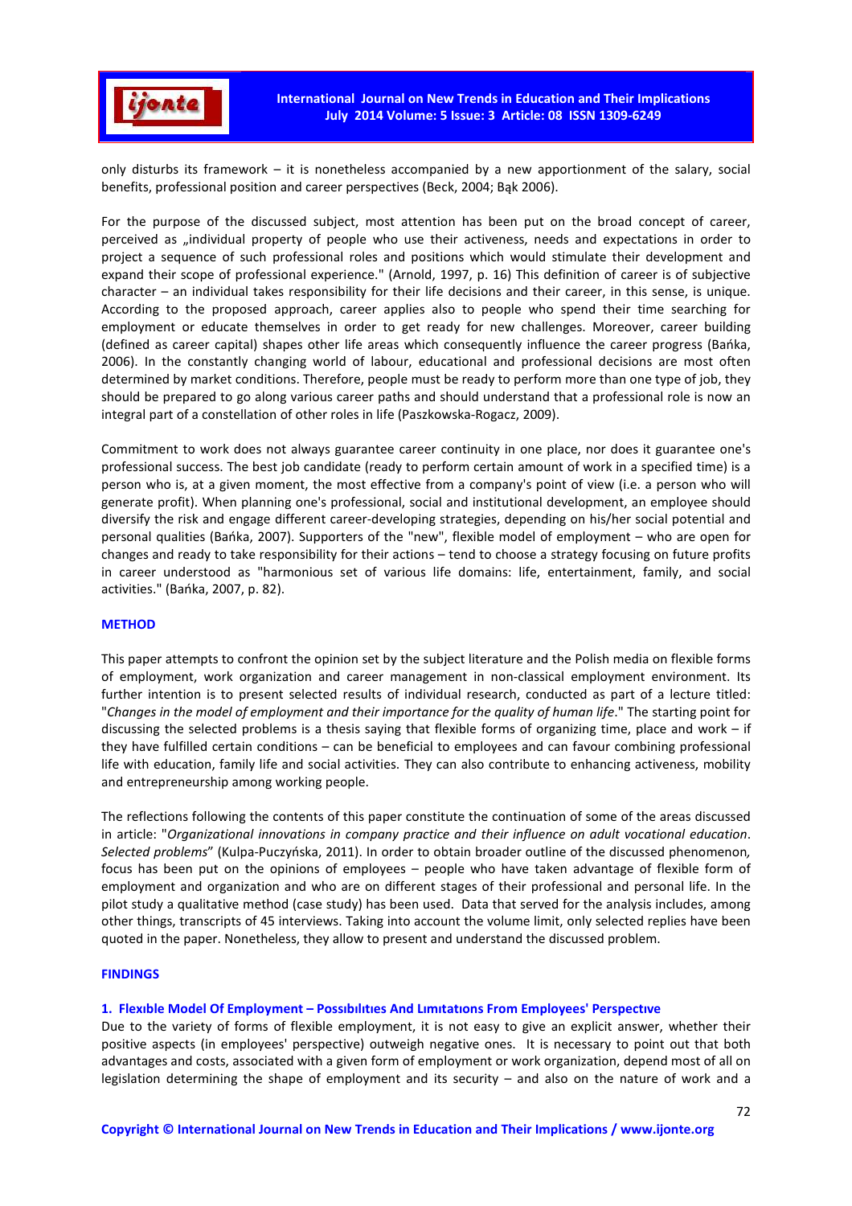only disturbs its framework – it is nonetheless accompanied by a new apportionment of the salary, social benefits, professional position and career perspectives (Beck, 2004; Bąk 2006).

For the purpose of the discussed subject, most attention has been put on the broad concept of career, perceived as „individual property of people who use their activeness, needs and expectations in order to project a sequence of such professional roles and positions which would stimulate their development and expand their scope of professional experience." (Arnold, 1997, p. 16) This definition of career is of subjective character – an individual takes responsibility for their life decisions and their career, in this sense, is unique. According to the proposed approach, career applies also to people who spend their time searching for employment or educate themselves in order to get ready for new challenges. Moreover, career building (defined as career capital) shapes other life areas which consequently influence the career progress (Bańka, 2006). In the constantly changing world of labour, educational and professional decisions are most often determined by market conditions. Therefore, people must be ready to perform more than one type of job, they should be prepared to go along various career paths and should understand that a professional role is now an integral part of a constellation of other roles in life (Paszkowska-Rogacz, 2009).

Commitment to work does not always guarantee career continuity in one place, nor does it guarantee one's professional success. The best job candidate (ready to perform certain amount of work in a specified time) is a person who is, at a given moment, the most effective from a company's point of view (i.e. a person who will generate profit). When planning one's professional, social and institutional development, an employee should diversify the risk and engage different career-developing strategies, depending on his/her social potential and personal qualities (Bańka, 2007). Supporters of the "new", flexible model of employment – who are open for changes and ready to take responsibility for their actions – tend to choose a strategy focusing on future profits in career understood as "harmonious set of various life domains: life, entertainment, family, and social activities." (Bańka, 2007, p. 82).

## METHOD

This paper attempts to confront the opinion set by the subject literature and the Polish media on flexible forms of employment, work organization and career management in non-classical employment environment. Its further intention is to present selected results of individual research, conducted as part of a lecture titled: "*Changes in the model of employment and their importance for the quality of human life*." The starting point for discussing the selected problems is a thesis saying that flexible forms of organizing time, place and work – if they have fulfilled certain conditions – can be beneficial to employees and can favour combining professional life with education, family life and social activities. They can also contribute to enhancing activeness, mobility and entrepreneurship among working people.

The reflections following the contents of this paper constitute the continuation of some of the areas discussed in article: "*Organizational innovations in company practice and their influence on adult vocational education. Selected problems*" (Kulpa-Puczyńska, 2011). In order to obtain broader outline of the discussed phenomenon, focus has been put on the opinions of employees – people who have taken advantage of flexible form of employment and organization and who are on different stages of their professional and personal life. In the pilot study a qualitative method (case study) has been used. Data that served for the analysis includes, among other things, transcripts of 45 interviews. Taking into account the volume limit, only selected replies have been quoted in the paper. Nonetheless, they allow to present and understand the discussed problem.

## FINDINGS

### 1. Flexible Model Of Employment – Possibilities And Limitations From Employees' Perspective

Due to the variety of forms of flexible employment, it is not easy to give an explicit answer, whether their positive aspects (in employees' perspective) outweigh negative ones. It is necessary to point out that both advantages and costs, associated with a given form of employment or work organization, depend most of all on legislation determining the shape of employment and its security – and also on the nature of work and a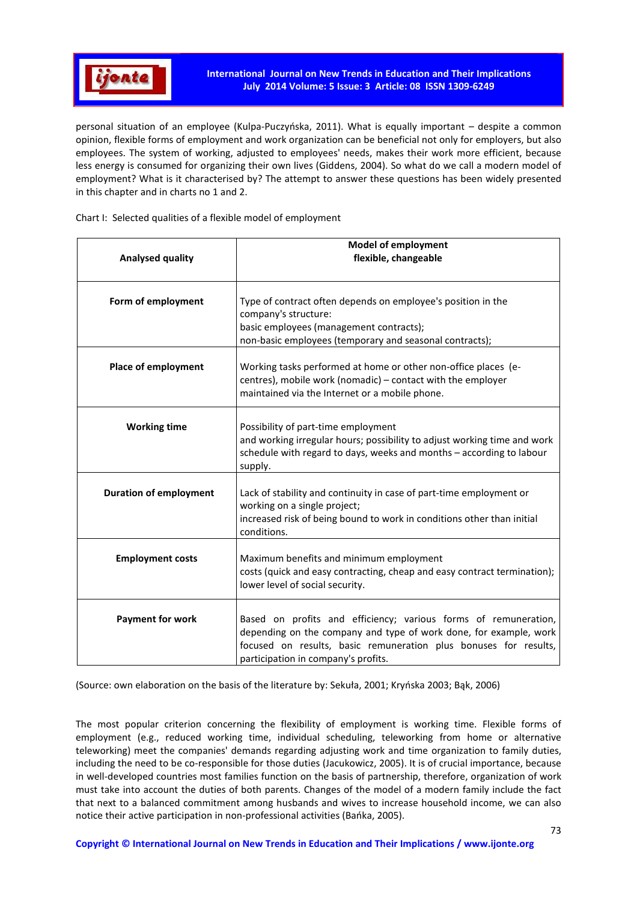personal situation of an employee (Kulpa-Puczyńska, 2011). What is equally important – despite a common opinion, flexible forms of employment and work organization can be beneficial not only for employers, but also employees. The system of working, adjusted to employees' needs, makes their work more efficient, because less energy is consumed for organizing their own lives (Giddens, 2004). So what do we call a modern model of employment? What is it characterised by? The attempt to answer these questions has been widely presented in this chapter and in charts no 1 and 2.

Chart I: Selected qualities of a flexible model of employment

| **Analysed quality** | **Model of employment flexible, changeable** |
|---|---|
| **Form of employment** | Type of contract often depends on employee's position in the company's structure: basic employees (management contracts); non-basic employees (temporary and seasonal contracts); |
| **Place of employment** | Working tasks performed at home or other non-office places (e-centres), mobile work (nomadic) – contact with the employer maintained via the Internet or a mobile phone. |
| **Working time** | Possibility of part-time employment and working irregular hours; possibility to adjust working time and work schedule with regard to days, weeks and months – according to labour supply. |
| **Duration of employment** | Lack of stability and continuity in case of part-time employment or working on a single project; increased risk of being bound to work in conditions other than initial conditions. |
| **Employment costs** | Maximum benefits and minimum employment costs (quick and easy contracting, cheap and easy contract termination); lower level of social security. |
| **Payment for work** | Based on profits and efficiency; various forms of remuneration, depending on the company and type of work done, for example, work focused on results, basic remuneration plus bonuses for results, participation in company's profits. |

(Source: own elaboration on the basis of the literature by: Sekuła, 2001; Kryńska 2003; Bąk, 2006)

The most popular criterion concerning the flexibility of employment is working time. Flexible forms of employment (e.g., reduced working time, individual scheduling, teleworking from home or alternative teleworking) meet the companies' demands regarding adjusting work and time organization to family duties, including the need to be co-responsible for those duties (Jacukowicz, 2005). It is of crucial importance, because in well-developed countries most families function on the basis of partnership, therefore, organization of work must take into account the duties of both parents. Changes of the model of a modern family include the fact that next to a balanced commitment among husbands and wives to increase household income, we can also notice their active participation in non-professional activities (Bańka, 2005).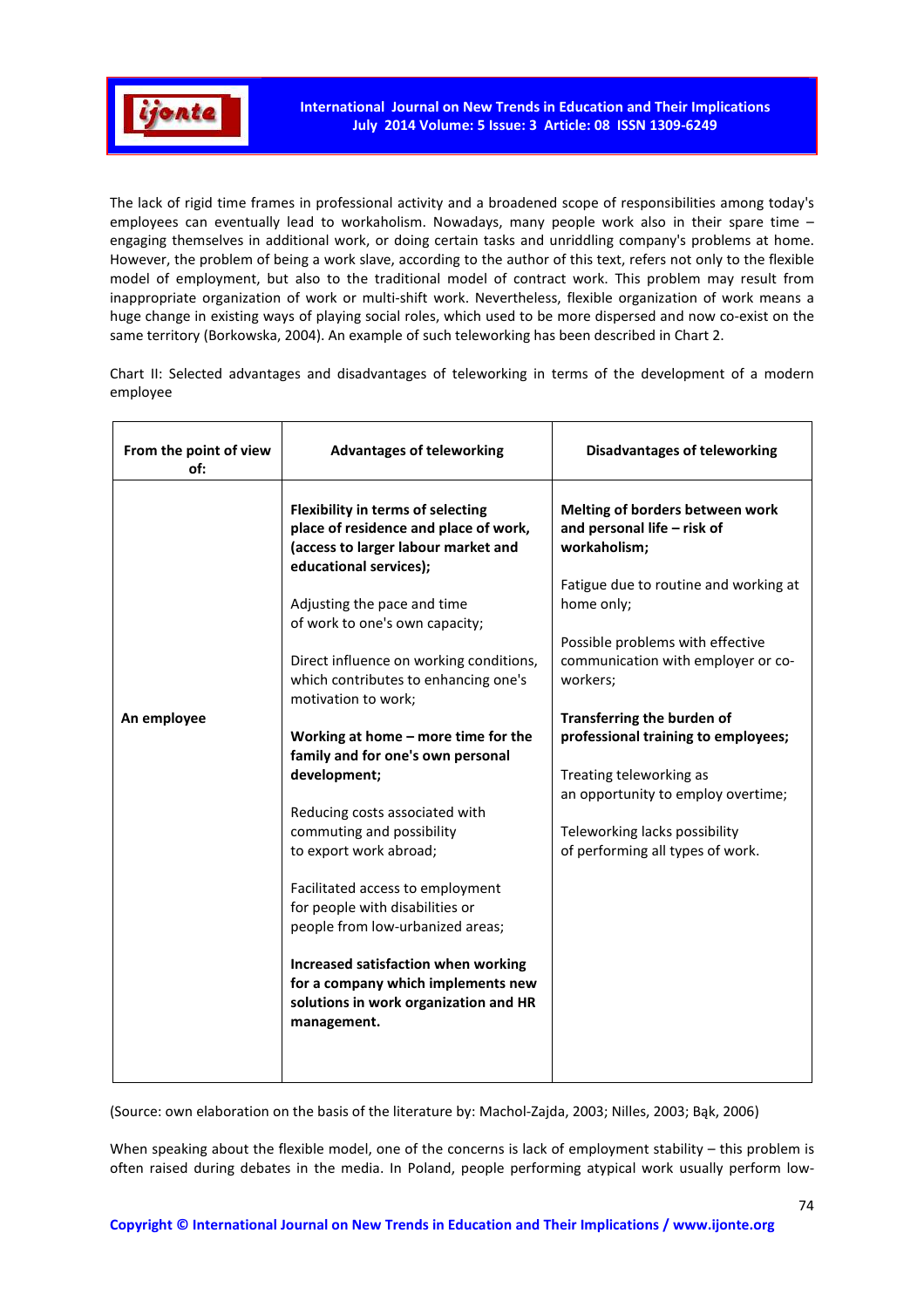The lack of rigid time frames in professional activity and a broadened scope of responsibilities among today's employees can eventually lead to workaholism. Nowadays, many people work also in their spare time – engaging themselves in additional work, or doing certain tasks and unriddling company's problems at home. However, the problem of being a work slave, according to the author of this text, refers not only to the flexible model of employment, but also to the traditional model of contract work. This problem may result from inappropriate organization of work or multi-shift work. Nevertheless, flexible organization of work means a huge change in existing ways of playing social roles, which used to be more dispersed and now co-exist on the same territory (Borkowska, 2004). An example of such teleworking has been described in Chart 2.

Chart II: Selected advantages and disadvantages of teleworking in terms of the development of a modern employee

| From the point of view of: | Advantages of teleworking | Disadvantages of teleworking |
|---|---|---|
| **An employee** | **Flexibility in terms of selecting place of residence and place of work, (access to larger labour market and educational services);**<br><br>Adjusting the pace and time of work to one's own capacity;<br><br>Direct influence on working conditions, which contributes to enhancing one's motivation to work;<br><br>**Working at home – more time for the family and for one's own personal development;**<br><br>Reducing costs associated with commuting and possibility to export work abroad;<br><br>Facilitated access to employment for people with disabilities or people from low-urbanized areas;<br><br>**Increased satisfaction when working for a company which implements new solutions in work organization and HR management.** | **Melting of borders between work and personal life – risk of workaholism;**<br><br>Fatigue due to routine and working at home only;<br><br>Possible problems with effective communication with employer or co-workers;<br><br>**Transferring the burden of professional training to employees;**<br><br>Treating teleworking as an opportunity to employ overtime;<br><br>Teleworking lacks possibility of performing all types of work. |

(Source: own elaboration on the basis of the literature by: Machol-Zajda, 2003; Nilles, 2003; Bąk, 2006)

When speaking about the flexible model, one of the concerns is lack of employment stability – this problem is often raised during debates in the media. In Poland, people performing atypical work usually perform low-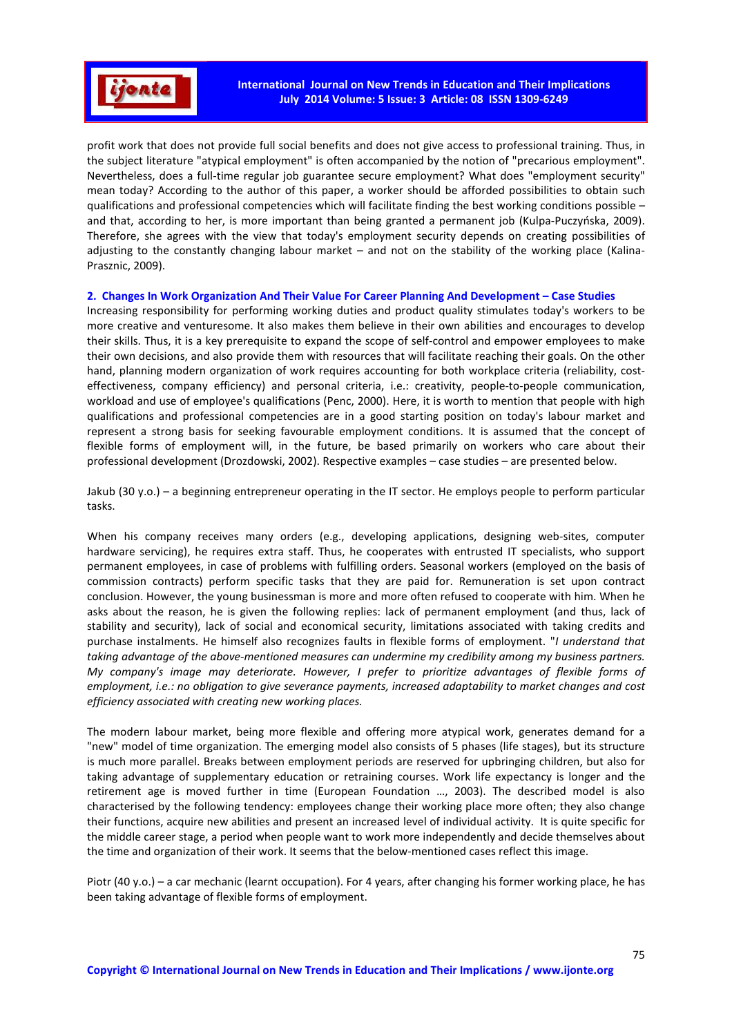profit work that does not provide full social benefits and does not give access to professional training. Thus, in the subject literature "atypical employment" is often accompanied by the notion of "precarious employment". Nevertheless, does a full-time regular job guarantee secure employment? What does "employment security" mean today? According to the author of this paper, a worker should be afforded possibilities to obtain such qualifications and professional competencies which will facilitate finding the best working conditions possible – and that, according to her, is more important than being granted a permanent job (Kulpa-Puczyńska, 2009). Therefore, she agrees with the view that today's employment security depends on creating possibilities of adjusting to the constantly changing labour market – and not on the stability of the working place (Kalina-Prasznic, 2009).

## 2. Changes In Work Organization And Their Value For Career Planning And Development – Case Studies

Increasing responsibility for performing working duties and product quality stimulates today's workers to be more creative and venturesome. It also makes them believe in their own abilities and encourages to develop their skills. Thus, it is a key prerequisite to expand the scope of self-control and empower employees to make their own decisions, and also provide them with resources that will facilitate reaching their goals. On the other hand, planning modern organization of work requires accounting for both workplace criteria (reliability, cost-effectiveness, company efficiency) and personal criteria, i.e.: creativity, people-to-people communication, workload and use of employee's qualifications (Penc, 2000). Here, it is worth to mention that people with high qualifications and professional competencies are in a good starting position on today's labour market and represent a strong basis for seeking favourable employment conditions. It is assumed that the concept of flexible forms of employment will, in the future, be based primarily on workers who care about their professional development (Drozdowski, 2002). Respective examples – case studies – are presented below.

Jakub (30 y.o.) – a beginning entrepreneur operating in the IT sector. He employs people to perform particular tasks.

When his company receives many orders (e.g., developing applications, designing web-sites, computer hardware servicing), he requires extra staff. Thus, he cooperates with entrusted IT specialists, who support permanent employees, in case of problems with fulfilling orders. Seasonal workers (employed on the basis of commission contracts) perform specific tasks that they are paid for. Remuneration is set upon contract conclusion. However, the young businessman is more and more often refused to cooperate with him. When he asks about the reason, he is given the following replies: lack of permanent employment (and thus, lack of stability and security), lack of social and economical security, limitations associated with taking credits and purchase instalments. He himself also recognizes faults in flexible forms of employment. "*I understand that taking advantage of the above-mentioned measures can undermine my credibility among my business partners. My company's image may deteriorate. However, I prefer to prioritize advantages of flexible forms of employment, i.e.: no obligation to give severance payments, increased adaptability to market changes and cost efficiency associated with creating new working places.*

The modern labour market, being more flexible and offering more atypical work, generates demand for a "new" model of time organization. The emerging model also consists of 5 phases (life stages), but its structure is much more parallel. Breaks between employment periods are reserved for upbringing children, but also for taking advantage of supplementary education or retraining courses. Work life expectancy is longer and the retirement age is moved further in time (European Foundation …, 2003). The described model is also characterised by the following tendency: employees change their working place more often; they also change their functions, acquire new abilities and present an increased level of individual activity. It is quite specific for the middle career stage, a period when people want to work more independently and decide themselves about the time and organization of their work. It seems that the below-mentioned cases reflect this image.

Piotr (40 y.o.) – a car mechanic (learnt occupation). For 4 years, after changing his former working place, he has been taking advantage of flexible forms of employment.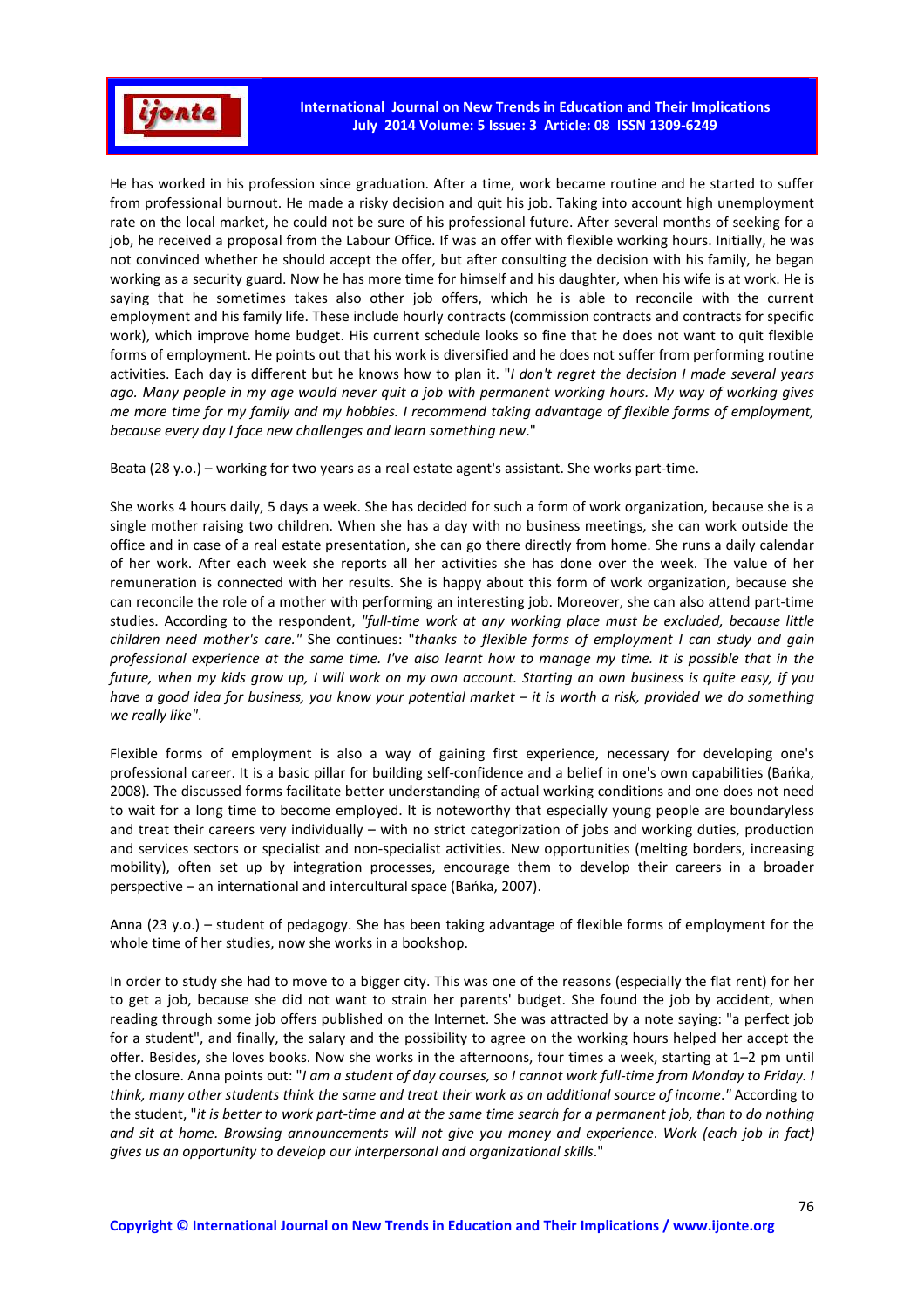He has worked in his profession since graduation. After a time, work became routine and he started to suffer from professional burnout. He made a risky decision and quit his job. Taking into account high unemployment rate on the local market, he could not be sure of his professional future. After several months of seeking for a job, he received a proposal from the Labour Office. If was an offer with flexible working hours. Initially, he was not convinced whether he should accept the offer, but after consulting the decision with his family, he began working as a security guard. Now he has more time for himself and his daughter, when his wife is at work. He is saying that he sometimes takes also other job offers, which he is able to reconcile with the current employment and his family life. These include hourly contracts (commission contracts and contracts for specific work), which improve home budget. His current schedule looks so fine that he does not want to quit flexible forms of employment. He points out that his work is diversified and he does not suffer from performing routine activities. Each day is different but he knows how to plan it. "*I don't regret the decision I made several years ago. Many people in my age would never quit a job with permanent working hours. My way of working gives me more time for my family and my hobbies. I recommend taking advantage of flexible forms of employment, because every day I face new challenges and learn something new*."

Beata (28 y.o.) – working for two years as a real estate agent's assistant. She works part-time.

She works 4 hours daily, 5 days a week. She has decided for such a form of work organization, because she is a single mother raising two children. When she has a day with no business meetings, she can work outside the office and in case of a real estate presentation, she can go there directly from home. She runs a daily calendar of her work. After each week she reports all her activities she has done over the week. The value of her remuneration is connected with her results. She is happy about this form of work organization, because she can reconcile the role of a mother with performing an interesting job. Moreover, she can also attend part-time studies. According to the respondent, *"full-time work at any working place must be excluded, because little children need mother's care."* She continues: "*thanks to flexible forms of employment I can study and gain professional experience at the same time. I've also learnt how to manage my time. It is possible that in the future, when my kids grow up, I will work on my own account. Starting an own business is quite easy, if you have a good idea for business, you know your potential market – it is worth a risk, provided we do something we really like"*.

Flexible forms of employment is also a way of gaining first experience, necessary for developing one's professional career. It is a basic pillar for building self-confidence and a belief in one's own capabilities (Bańka, 2008). The discussed forms facilitate better understanding of actual working conditions and one does not need to wait for a long time to become employed. It is noteworthy that especially young people are boundaryless and treat their careers very individually – with no strict categorization of jobs and working duties, production and services sectors or specialist and non-specialist activities. New opportunities (melting borders, increasing mobility), often set up by integration processes, encourage them to develop their careers in a broader perspective – an international and intercultural space (Bańka, 2007).

Anna (23 y.o.) – student of pedagogy. She has been taking advantage of flexible forms of employment for the whole time of her studies, now she works in a bookshop.

In order to study she had to move to a bigger city. This was one of the reasons (especially the flat rent) for her to get a job, because she did not want to strain her parents' budget. She found the job by accident, when reading through some job offers published on the Internet. She was attracted by a note saying: "a perfect job for a student", and finally, the salary and the possibility to agree on the working hours helped her accept the offer. Besides, she loves books. Now she works in the afternoons, four times a week, starting at 1–2 pm until the closure. Anna points out: "*I am a student of day courses, so I cannot work full-time from Monday to Friday. I think, many other students think the same and treat their work as an additional source of income."* According to the student, "*it is better to work part-time and at the same time search for a permanent job, than to do nothing and sit at home. Browsing announcements will not give you money and experience. Work (each job in fact) gives us an opportunity to develop our interpersonal and organizational skills*."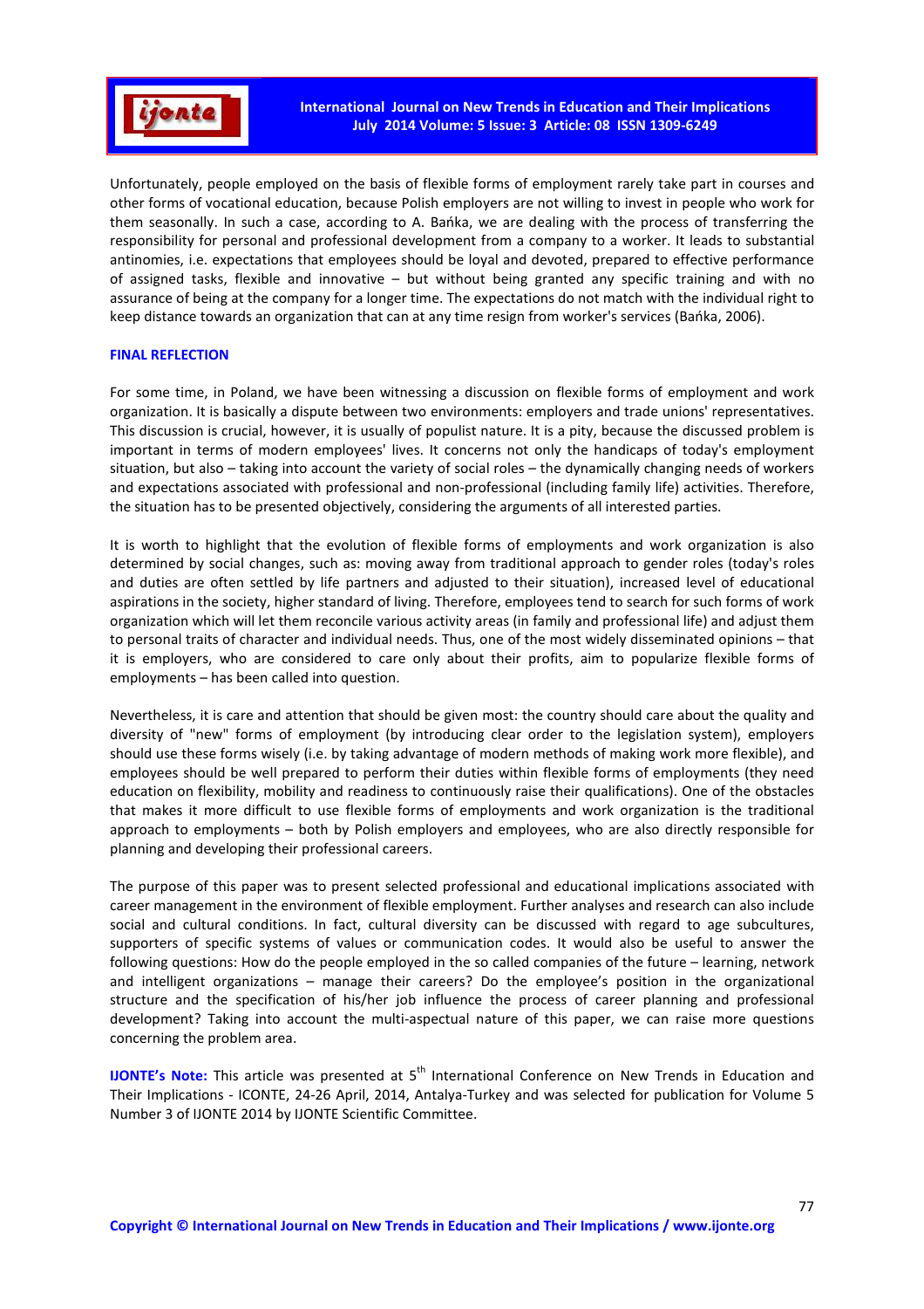Unfortunately, people employed on the basis of flexible forms of employment rarely take part in courses and other forms of vocational education, because Polish employers are not willing to invest in people who work for them seasonally. In such a case, according to A. Bańka, we are dealing with the process of transferring the responsibility for personal and professional development from a company to a worker. It leads to substantial antinomies, i.e. expectations that employees should be loyal and devoted, prepared to effective performance of assigned tasks, flexible and innovative – but without being granted any specific training and with no assurance of being at the company for a longer time. The expectations do not match with the individual right to keep distance towards an organization that can at any time resign from worker's services (Bańka, 2006).

## FINAL REFLECTION

For some time, in Poland, we have been witnessing a discussion on flexible forms of employment and work organization. It is basically a dispute between two environments: employers and trade unions' representatives. This discussion is crucial, however, it is usually of populist nature. It is a pity, because the discussed problem is important in terms of modern employees' lives. It concerns not only the handicaps of today's employment situation, but also – taking into account the variety of social roles – the dynamically changing needs of workers and expectations associated with professional and non-professional (including family life) activities. Therefore, the situation has to be presented objectively, considering the arguments of all interested parties.

It is worth to highlight that the evolution of flexible forms of employments and work organization is also determined by social changes, such as: moving away from traditional approach to gender roles (today's roles and duties are often settled by life partners and adjusted to their situation), increased level of educational aspirations in the society, higher standard of living. Therefore, employees tend to search for such forms of work organization which will let them reconcile various activity areas (in family and professional life) and adjust them to personal traits of character and individual needs. Thus, one of the most widely disseminated opinions – that it is employers, who are considered to care only about their profits, aim to popularize flexible forms of employments – has been called into question.

Nevertheless, it is care and attention that should be given most: the country should care about the quality and diversity of "new" forms of employment (by introducing clear order to the legislation system), employers should use these forms wisely (i.e. by taking advantage of modern methods of making work more flexible), and employees should be well prepared to perform their duties within flexible forms of employments (they need education on flexibility, mobility and readiness to continuously raise their qualifications). One of the obstacles that makes it more difficult to use flexible forms of employments and work organization is the traditional approach to employments – both by Polish employers and employees, who are also directly responsible for planning and developing their professional careers.

The purpose of this paper was to present selected professional and educational implications associated with career management in the environment of flexible employment. Further analyses and research can also include social and cultural conditions. In fact, cultural diversity can be discussed with regard to age subcultures, supporters of specific systems of values or communication codes. It would also be useful to answer the following questions: How do the people employed in the so called companies of the future – learning, network and intelligent organizations – manage their careers? Do the employee's position in the organizational structure and the specification of his/her job influence the process of career planning and professional development? Taking into account the multi-aspectual nature of this paper, we can raise more questions concerning the problem area.

**IJONTE's Note:** This article was presented at 5th International Conference on New Trends in Education and Their Implications - ICONTE, 24-26 April, 2014, Antalya-Turkey and was selected for publication for Volume 5 Number 3 of IJONTE 2014 by IJONTE Scientific Committee.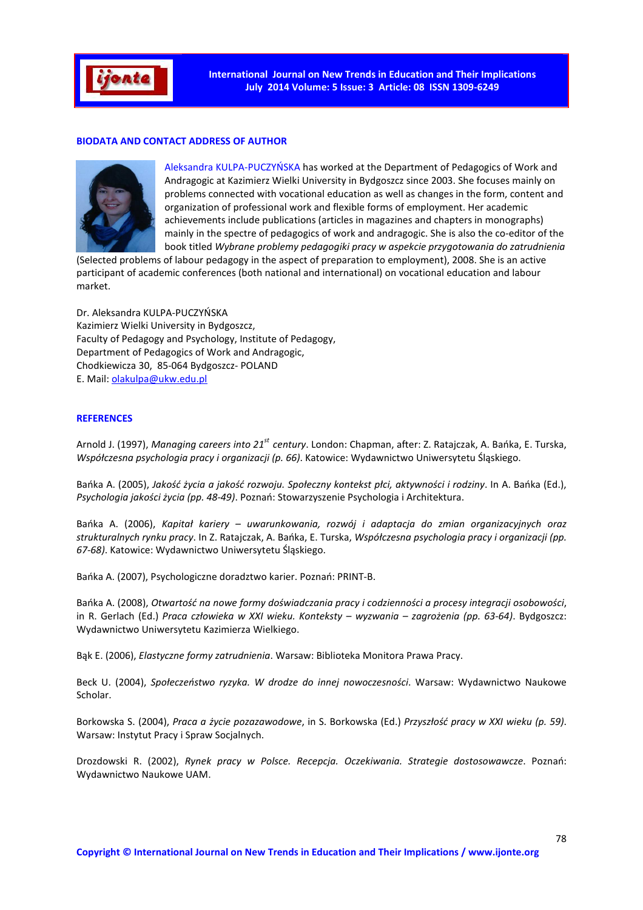## BIODATA AND CONTACT ADDRESS OF AUTHOR

Aleksandra KULPA-PUCZYŃSKA has worked at the Department of Pedagogics of Work and Andragogic at Kazimierz Wielki University in Bydgoszcz since 2003. She focuses mainly on problems connected with vocational education as well as changes in the form, content and organization of professional work and flexible forms of employment. Her academic achievements include publications (articles in magazines and chapters in monographs) mainly in the spectre of pedagogics of work and andragogic. She is also the co-editor of the book titled *Wybrane problemy pedagogiki pracy w aspekcie przygotowania do zatrudnienia* (Selected problems of labour pedagogy in the aspect of preparation to employment), 2008. She is an active participant of academic conferences (both national and international) on vocational education and labour market.

Dr. Aleksandra KULPA-PUCZYŃSKA
Kazimierz Wielki University in Bydgoszcz,
Faculty of Pedagogy and Psychology, Institute of Pedagogy,
Department of Pedagogics of Work and Andragogic,
Chodkiewicza 30, 85-064 Bydgoszcz- POLAND
E. Mail: olakulpa@ukw.edu.pl

## REFERENCES

Arnold J. (1997), *Managing careers into 21st century*. London: Chapman, after: Z. Ratajczak, A. Bańka, E. Turska, *Współczesna psychologia pracy i organizacji (p. 66)*. Katowice: Wydawnictwo Uniwersytetu Śląskiego.

Bańka A. (2005), *Jakość życia a jakość rozwoju. Społeczny kontekst płci, aktywności i rodziny*. In A. Bańka (Ed.), *Psychologia jakości życia (pp. 48-49)*. Poznań: Stowarzyszenie Psychologia i Architektura.

Bańka A. (2006), *Kapitał kariery – uwarunkowania, rozwój i adaptacja do zmian organizacyjnych oraz strukturalnych rynku pracy*. In Z. Ratajczak, A. Bańka, E. Turska, *Współczesna psychologia pracy i organizacji (pp. 67-68)*. Katowice: Wydawnictwo Uniwersytetu Śląskiego.

Bańka A. (2007), Psychologiczne doradztwo karier. Poznań: PRINT-B.

Bańka A. (2008), *Otwartość na nowe formy doświadczania pracy i codzienności a procesy integracji osobowości*, in R. Gerlach (Ed.) *Praca człowieka w XXI wieku. Konteksty – wyzwania – zagrożenia (pp. 63-64)*. Bydgoszcz: Wydawnictwo Uniwersytetu Kazimierza Wielkiego.

Bąk E. (2006), *Elastyczne formy zatrudnienia*. Warsaw: Biblioteka Monitora Prawa Pracy.

Beck U. (2004), *Społeczeństwo ryzyka. W drodze do innej nowoczesności*. Warsaw: Wydawnictwo Naukowe Scholar.

Borkowska S. (2004), *Praca a życie pozazawodowe*, in S. Borkowska (Ed.) *Przyszłość pracy w XXI wieku (p. 59)*. Warsaw: Instytut Pracy i Spraw Socjalnych.

Drozdowski R. (2002), *Rynek pracy w Polsce. Recepcja. Oczekiwania. Strategie dostosowawcze*. Poznań: Wydawnictwo Naukowe UAM.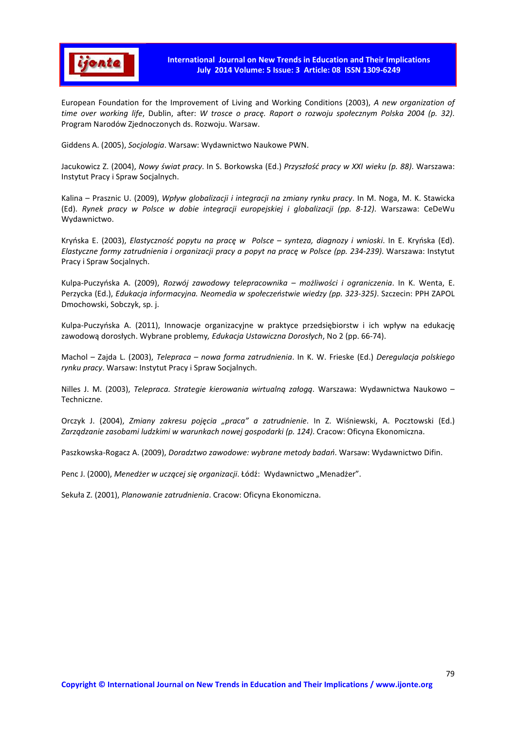European Foundation for the Improvement of Living and Working Conditions (2003), *A new organization of time over working life*, Dublin, after: *W trosce o pracę. Raport o rozwoju społecznym Polska 2004 (p. 32).* Program Narodów Zjednoczonych ds. Rozwoju. Warsaw.

Giddens A. (2005), *Socjologia*. Warsaw: Wydawnictwo Naukowe PWN.

Jacukowicz Z. (2004), *Nowy świat pracy*. In S. Borkowska (Ed.) *Przyszłość pracy w XXI wieku (p. 88)*. Warszawa: Instytut Pracy i Spraw Socjalnych.

Kalina – Prasznic U. (2009), *Wpływ globalizacji i integracji na zmiany rynku pracy*. In M. Noga, M. K. Stawicka (Ed). *Rynek pracy w Polsce w dobie integracji europejskiej i globalizacji (pp. 8-12)*. Warszawa: CeDeWu Wydawnictwo.

Kryńska E. (2003), *Elastyczność popytu na pracę w Polsce – synteza, diagnozy i wnioski*. In E. Kryńska (Ed). *Elastyczne formy zatrudnienia i organizacji pracy a popyt na pracę w Polsce (pp. 234-239)*. Warszawa: Instytut Pracy i Spraw Socjalnych.

Kulpa-Puczyńska A. (2009), *Rozwój zawodowy telepracownika – możliwości i ograniczenia*. In K. Wenta, E. Perzycka (Ed.), *Edukacja informacyjna. Neomedia w społeczeństwie wiedzy (pp. 323-325)*. Szczecin: PPH ZAPOL Dmochowski, Sobczyk, sp. j.

Kulpa-Puczyńska A. (2011), Innowacje organizacyjne w praktyce przedsiębiorstw i ich wpływ na edukację zawodową dorosłych. Wybrane problemy, *Edukacja Ustawiczna Dorosłych*, No 2 (pp. 66-74).

Machol – Zajda L. (2003), *Telepraca – nowa forma zatrudnienia*. In K. W. Frieske (Ed.) *Deregulacja polskiego rynku pracy*. Warsaw: Instytut Pracy i Spraw Socjalnych.

Nilles J. M. (2003), *Telepraca. Strategie kierowania wirtualną załogą*. Warszawa: Wydawnictwa Naukowo – Techniczne.

Orczyk J. (2004), *Zmiany zakresu pojęcia „praca" a zatrudnienie*. In Z. Wiśniewski, A. Pocztowski (Ed.) *Zarządzanie zasobami ludzkimi w warunkach nowej gospodarki (p. 124)*. Cracow: Oficyna Ekonomiczna.

Paszkowska-Rogacz A. (2009), *Doradztwo zawodowe: wybrane metody badań*. Warsaw: Wydawnictwo Difin.

Penc J. (2000), *Menedżer w uczącej się organizacji*. Łódź: Wydawnictwo „Menadżer".

Sekuła Z. (2001), *Planowanie zatrudnienia*. Cracow: Oficyna Ekonomiczna.